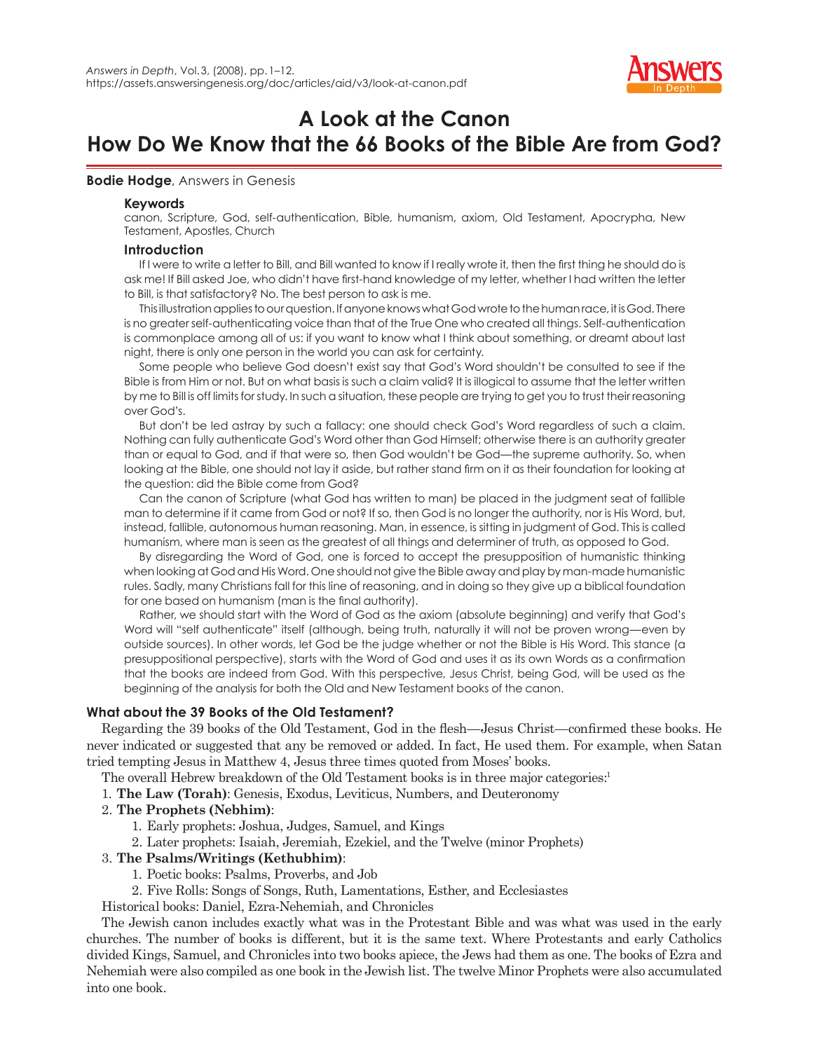# A Look at the Canon
# How Do We Know that the 66 Books of the Bible Are from God?

**Bodie Hodge**, Answers in Genesis

### Keywords

canon, Scripture, God, self-authentication, Bible, humanism, axiom, Old Testament, Apocrypha, New Testament, Apostles, Church

### Introduction

If I were to write a letter to Bill, and Bill wanted to know if I really wrote it, then the first thing he should do is ask me! If Bill asked Joe, who didn't have first-hand knowledge of my letter, whether I had written the letter to Bill, is that satisfactory? No. The best person to ask is me.

This illustration applies to our question. If anyone knows what God wrote to the human race, it is God. There is no greater self-authenticating voice than that of the True One who created all things. Self-authentication is commonplace among all of us: if you want to know what I think about something, or dreamt about last night, there is only one person in the world you can ask for certainty.

Some people who believe God doesn't exist say that God's Word shouldn't be consulted to see if the Bible is from Him or not. But on what basis is such a claim valid? It is illogical to assume that the letter written by me to Bill is off limits for study. In such a situation, these people are trying to get you to trust their reasoning over God's.

But don't be led astray by such a fallacy: one should check God's Word regardless of such a claim. Nothing can fully authenticate God's Word other than God Himself; otherwise there is an authority greater than or equal to God, and if that were so, then God wouldn't be God—the supreme authority. So, when looking at the Bible, one should not lay it aside, but rather stand firm on it as their foundation for looking at the question: did the Bible come from God?

Can the canon of Scripture (what God has written to man) be placed in the judgment seat of fallible man to determine if it came from God or not? If so, then God is no longer the authority, nor is His Word, but, instead, fallible, autonomous human reasoning. Man, in essence, is sitting in judgment of God. This is called humanism, where man is seen as the greatest of all things and determiner of truth, as opposed to God.

By disregarding the Word of God, one is forced to accept the presupposition of humanistic thinking when looking at God and His Word. One should not give the Bible away and play by man-made humanistic rules. Sadly, many Christians fall for this line of reasoning, and in doing so they give up a biblical foundation for one based on humanism (man is the final authority).

Rather, we should start with the Word of God as the axiom (absolute beginning) and verify that God's Word will "self authenticate" itself (although, being truth, naturally it will not be proven wrong—even by outside sources). In other words, let God be the judge whether or not the Bible is His Word. This stance (a presuppositional perspective), starts with the Word of God and uses it as its own Words as a confirmation that the books are indeed from God. With this perspective, Jesus Christ, being God, will be used as the beginning of the analysis for both the Old and New Testament books of the canon.

## What about the 39 Books of the Old Testament?

Regarding the 39 books of the Old Testament, God in the flesh—Jesus Christ—confirmed these books. He never indicated or suggested that any be removed or added. In fact, He used them. For example, when Satan tried tempting Jesus in Matthew 4, Jesus three times quoted from Moses' books.

The overall Hebrew breakdown of the Old Testament books is in three major categories:[1]

1. **The Law (Torah)**: Genesis, Exodus, Leviticus, Numbers, and Deuteronomy
2. **The Prophets (Nebhim)**:
   1. Early prophets: Joshua, Judges, Samuel, and Kings
   2. Later prophets: Isaiah, Jeremiah, Ezekiel, and the Twelve (minor Prophets)
3. **The Psalms/Writings (Kethubhim)**:
   1. Poetic books: Psalms, Proverbs, and Job
   2. Five Rolls: Songs of Songs, Ruth, Lamentations, Esther, and Ecclesiastes

Historical books: Daniel, Ezra-Nehemiah, and Chronicles

The Jewish canon includes exactly what was in the Protestant Bible and was what was used in the early churches. The number of books is different, but it is the same text. Where Protestants and early Catholics divided Kings, Samuel, and Chronicles into two books apiece, the Jews had them as one. The books of Ezra and Nehemiah were also compiled as one book in the Jewish list. The twelve Minor Prophets were also accumulated into one book.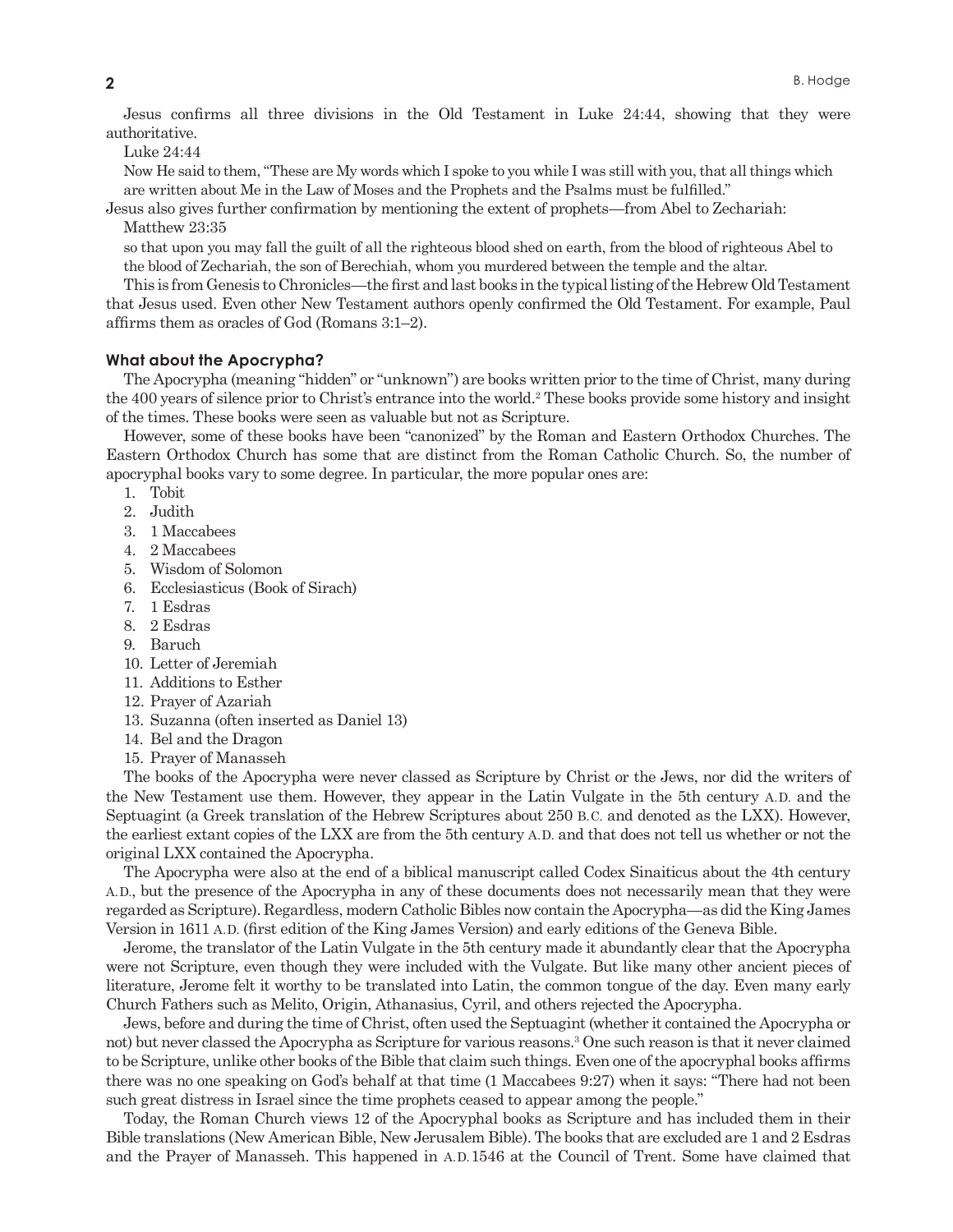Jesus confirms all three divisions in the Old Testament in Luke 24:44, showing that they were authoritative.

Luke 24:44

Now He said to them, "These are My words which I spoke to you while I was still with you, that all things which are written about Me in the Law of Moses and the Prophets and the Psalms must be fulfilled."

Jesus also gives further confirmation by mentioning the extent of prophets—from Abel to Zechariah:

Matthew 23:35

so that upon you may fall the guilt of all the righteous blood shed on earth, from the blood of righteous Abel to the blood of Zechariah, the son of Berechiah, whom you murdered between the temple and the altar.

This is from Genesis to Chronicles—the first and last books in the typical listing of the Hebrew Old Testament that Jesus used. Even other New Testament authors openly confirmed the Old Testament. For example, Paul affirms them as oracles of God (Romans 3:1–2).

### What about the Apocrypha?

The Apocrypha (meaning "hidden" or "unknown") are books written prior to the time of Christ, many during the 400 years of silence prior to Christ's entrance into the world.[2] These books provide some history and insight of the times. These books were seen as valuable but not as Scripture.

However, some of these books have been "canonized" by the Roman and Eastern Orthodox Churches. The Eastern Orthodox Church has some that are distinct from the Roman Catholic Church. So, the number of apocryphal books vary to some degree. In particular, the more popular ones are:

1. Tobit
2. Judith
3. 1 Maccabees
4. 2 Maccabees
5. Wisdom of Solomon
6. Ecclesiasticus (Book of Sirach)
7. 1 Esdras
8. 2 Esdras
9. Baruch
10. Letter of Jeremiah
11. Additions to Esther
12. Prayer of Azariah
13. Suzanna (often inserted as Daniel 13)
14. Bel and the Dragon
15. Prayer of Manasseh

The books of the Apocrypha were never classed as Scripture by Christ or the Jews, nor did the writers of the New Testament use them. However, they appear in the Latin Vulgate in the 5th century A.D. and the Septuagint (a Greek translation of the Hebrew Scriptures about 250 B.C. and denoted as the LXX). However, the earliest extant copies of the LXX are from the 5th century A.D. and that does not tell us whether or not the original LXX contained the Apocrypha.

The Apocrypha were also at the end of a biblical manuscript called Codex Sinaiticus about the 4th century A.D., but the presence of the Apocrypha in any of these documents does not necessarily mean that they were regarded as Scripture). Regardless, modern Catholic Bibles now contain the Apocrypha—as did the King James Version in 1611 A.D. (first edition of the King James Version) and early editions of the Geneva Bible.

Jerome, the translator of the Latin Vulgate in the 5th century made it abundantly clear that the Apocrypha were not Scripture, even though they were included with the Vulgate. But like many other ancient pieces of literature, Jerome felt it worthy to be translated into Latin, the common tongue of the day. Even many early Church Fathers such as Melito, Origin, Athanasius, Cyril, and others rejected the Apocrypha.

Jews, before and during the time of Christ, often used the Septuagint (whether it contained the Apocrypha or not) but never classed the Apocrypha as Scripture for various reasons.[3] One such reason is that it never claimed to be Scripture, unlike other books of the Bible that claim such things. Even one of the apocryphal books affirms there was no one speaking on God's behalf at that time (1 Maccabees 9:27) when it says: "There had not been such great distress in Israel since the time prophets ceased to appear among the people."

Today, the Roman Church views 12 of the Apocryphal books as Scripture and has included them in their Bible translations (New American Bible, New Jerusalem Bible). The books that are excluded are 1 and 2 Esdras and the Prayer of Manasseh. This happened in A.D.1546 at the Council of Trent. Some have claimed that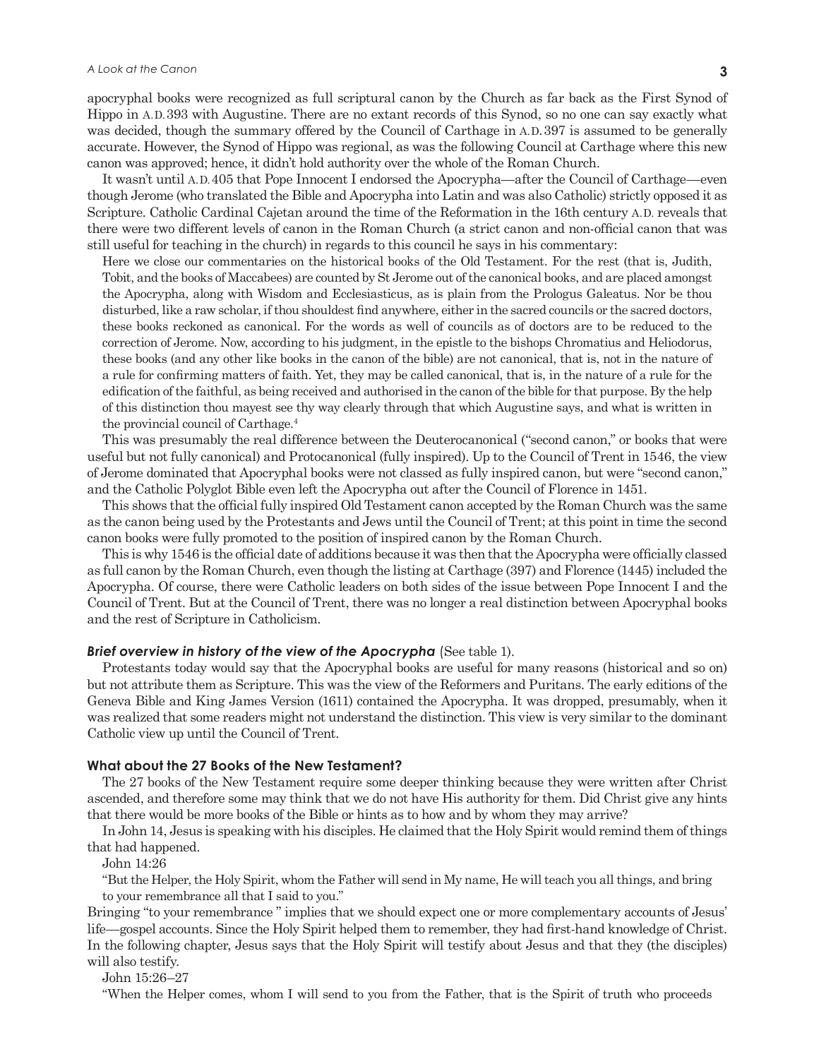apocryphal books were recognized as full scriptural canon by the Church as far back as the First Synod of Hippo in A.D. 393 with Augustine. There are no extant records of this Synod, so no one can say exactly what was decided, though the summary offered by the Council of Carthage in A.D. 397 is assumed to be generally accurate. However, the Synod of Hippo was regional, as was the following Council at Carthage where this new canon was approved; hence, it didn't hold authority over the whole of the Roman Church.

It wasn't until A.D. 405 that Pope Innocent I endorsed the Apocrypha—after the Council of Carthage—even though Jerome (who translated the Bible and Apocrypha into Latin and was also Catholic) strictly opposed it as Scripture. Catholic Cardinal Cajetan around the time of the Reformation in the 16th century A.D. reveals that there were two different levels of canon in the Roman Church (a strict canon and non-official canon that was still useful for teaching in the church) in regards to this council he says in his commentary:

> Here we close our commentaries on the historical books of the Old Testament. For the rest (that is, Judith, Tobit, and the books of Maccabees) are counted by St Jerome out of the canonical books, and are placed amongst the Apocrypha, along with Wisdom and Ecclesiasticus, as is plain from the Prologus Galeatus. Nor be thou disturbed, like a raw scholar, if thou shouldest find anywhere, either in the sacred councils or the sacred doctors, these books reckoned as canonical. For the words as well of councils as of doctors are to be reduced to the correction of Jerome. Now, according to his judgment, in the epistle to the bishops Chromatius and Heliodorus, these books (and any other like books in the canon of the bible) are not canonical, that is, not in the nature of a rule for confirming matters of faith. Yet, they may be called canonical, that is, in the nature of a rule for the edification of the faithful, as being received and authorised in the canon of the bible for that purpose. By the help of this distinction thou mayest see thy way clearly through that which Augustine says, and what is written in the provincial council of Carthage.[4]

This was presumably the real difference between the Deuterocanonical ("second canon," or books that were useful but not fully canonical) and Protocanonical (fully inspired). Up to the Council of Trent in 1546, the view of Jerome dominated that Apocryphal books were not classed as fully inspired canon, but were "second canon," and the Catholic Polyglot Bible even left the Apocrypha out after the Council of Florence in 1451.

This shows that the official fully inspired Old Testament canon accepted by the Roman Church was the same as the canon being used by the Protestants and Jews until the Council of Trent; at this point in time the second canon books were fully promoted to the position of inspired canon by the Roman Church.

This is why 1546 is the official date of additions because it was then that the Apocrypha were officially classed as full canon by the Roman Church, even though the listing at Carthage (397) and Florence (1445) included the Apocrypha. Of course, there were Catholic leaders on both sides of the issue between Pope Innocent I and the Council of Trent. But at the Council of Trent, there was no longer a real distinction between Apocryphal books and the rest of Scripture in Catholicism.

### *Brief overview in history of the view of the Apocrypha* (See table 1).

Protestants today would say that the Apocryphal books are useful for many reasons (historical and so on) but not attribute them as Scripture. This was the view of the Reformers and Puritans. The early editions of the Geneva Bible and King James Version (1611) contained the Apocrypha. It was dropped, presumably, when it was realized that some readers might not understand the distinction. This view is very similar to the dominant Catholic view up until the Council of Trent.

### What about the 27 Books of the New Testament?

The 27 books of the New Testament require some deeper thinking because they were written after Christ ascended, and therefore some may think that we do not have His authority for them. Did Christ give any hints that there would be more books of the Bible or hints as to how and by whom they may arrive?

In John 14, Jesus is speaking with his disciples. He claimed that the Holy Spirit would remind them of things that had happened.

John 14:26

> "But the Helper, the Holy Spirit, whom the Father will send in My name, He will teach you all things, and bring to your remembrance all that I said to you."

Bringing "to your remembrance " implies that we should expect one or more complementary accounts of Jesus' life—gospel accounts. Since the Holy Spirit helped them to remember, they had first-hand knowledge of Christ. In the following chapter, Jesus says that the Holy Spirit will testify about Jesus and that they (the disciples) will also testify.

John 15:26–27

> "When the Helper comes, whom I will send to you from the Father, that is the Spirit of truth who proceeds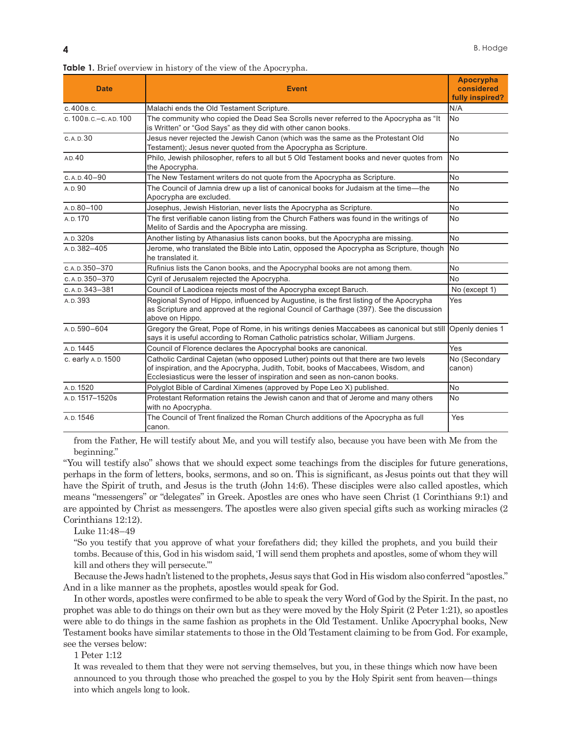**Table 1.** Brief overview in history of the view of the Apocrypha.

| Date | Event | Apocrypha considered fully inspired? |
|---|---|---|
| c. 400 B.C. | Malachi ends the Old Testament Scripture. | N/A |
| c. 100 B.C.–c. AD. 100 | The community who copied the Dead Sea Scrolls never referred to the Apocrypha as "It is Written" or "God Says" as they did with other canon books. | No |
| c. A.D. 30 | Jesus never rejected the Jewish Canon (which was the same as the Protestant Old Testament); Jesus never quoted from the Apocrypha as Scripture. | No |
| AD. 40 | Philo, Jewish philosopher, refers to all but 5 Old Testament books and never quotes from the Apocrypha. | No |
| c. A.D. 40–90 | The New Testament writers do not quote from the Apocrypha as Scripture. | No |
| A.D. 90 | The Council of Jamnia drew up a list of canonical books for Judaism at the time—the Apocrypha are excluded. | No |
| A.D. 80–100 | Josephus, Jewish Historian, never lists the Apocrypha as Scripture. | No |
| A.D. 170 | The first verifiable canon listing from the Church Fathers was found in the writings of Melito of Sardis and the Apocrypha are missing. | No |
| A.D. 320s | Another listing by Athanasius lists canon books, but the Apocrypha are missing. | No |
| A.D. 382–405 | Jerome, who translated the Bible into Latin, opposed the Apocrypha as Scripture, though he translated it. | No |
| c. A.D. 350–370 | Rufinius lists the Canon books, and the Apocryphal books are not among them. | No |
| c. A.D. 350–370 | Cyril of Jerusalem rejected the Apocrypha. | No |
| c. A.D. 343–381 | Council of Laodicea rejects most of the Apocrypha except Baruch. | No (except 1) |
| A.D. 393 | Regional Synod of Hippo, influenced by Augustine, is the first listing of the Apocrypha as Scripture and approved at the regional Council of Carthage (397). See the discussion above on Hippo. | Yes |
| A.D. 590–604 | Gregory the Great, Pope of Rome, in his writings denies Maccabees as canonical but still says it is useful according to Roman Catholic patristics scholar, William Jurgens. | Openly denies 1 |
| A.D. 1445 | Council of Florence declares the Apocryphal books are canonical. | Yes |
| c. early A.D. 1500 | Catholic Cardinal Cajetan (who opposed Luther) points out that there are two levels of inspiration, and the Apocrypha, Judith, Tobit, books of Maccabees, Wisdom, and Ecclesiasticus were the lesser of inspiration and seen as non-canon books. | No (Secondary canon) |
| A.D. 1520 | Polyglot Bible of Cardinal Ximenes (approved by Pope Leo X) published. | No |
| A.D. 1517–1520s | Protestant Reformation retains the Jewish canon and that of Jerome and many others with no Apocrypha. | No |
| A.D. 1546 | The Council of Trent finalized the Roman Church additions of the Apocrypha as full canon. | Yes |

from the Father, He will testify about Me, and you will testify also, because you have been with Me from the beginning."

"You will testify also" shows that we should expect some teachings from the disciples for future generations, perhaps in the form of letters, books, sermons, and so on. This is significant, as Jesus points out that they will have the Spirit of truth, and Jesus is the truth (John 14:6). These disciples were also called apostles, which means "messengers" or "delegates" in Greek. Apostles are ones who have seen Christ (1 Corinthians 9:1) and are appointed by Christ as messengers. The apostles were also given special gifts such as working miracles (2 Corinthians 12:12).

Luke 11:48–49

"So you testify that you approve of what your forefathers did; they killed the prophets, and you build their tombs. Because of this, God in his wisdom said, 'I will send them prophets and apostles, some of whom they will kill and others they will persecute.'"

Because the Jews hadn't listened to the prophets, Jesus says that God in His wisdom also conferred "apostles." And in a like manner as the prophets, apostles would speak for God.

In other words, apostles were confirmed to be able to speak the very Word of God by the Spirit. In the past, no prophet was able to do things on their own but as they were moved by the Holy Spirit (2 Peter 1:21), so apostles were able to do things in the same fashion as prophets in the Old Testament. Unlike Apocryphal books, New Testament books have similar statements to those in the Old Testament claiming to be from God. For example, see the verses below:

1 Peter 1:12

It was revealed to them that they were not serving themselves, but you, in these things which now have been announced to you through those who preached the gospel to you by the Holy Spirit sent from heaven—things into which angels long to look.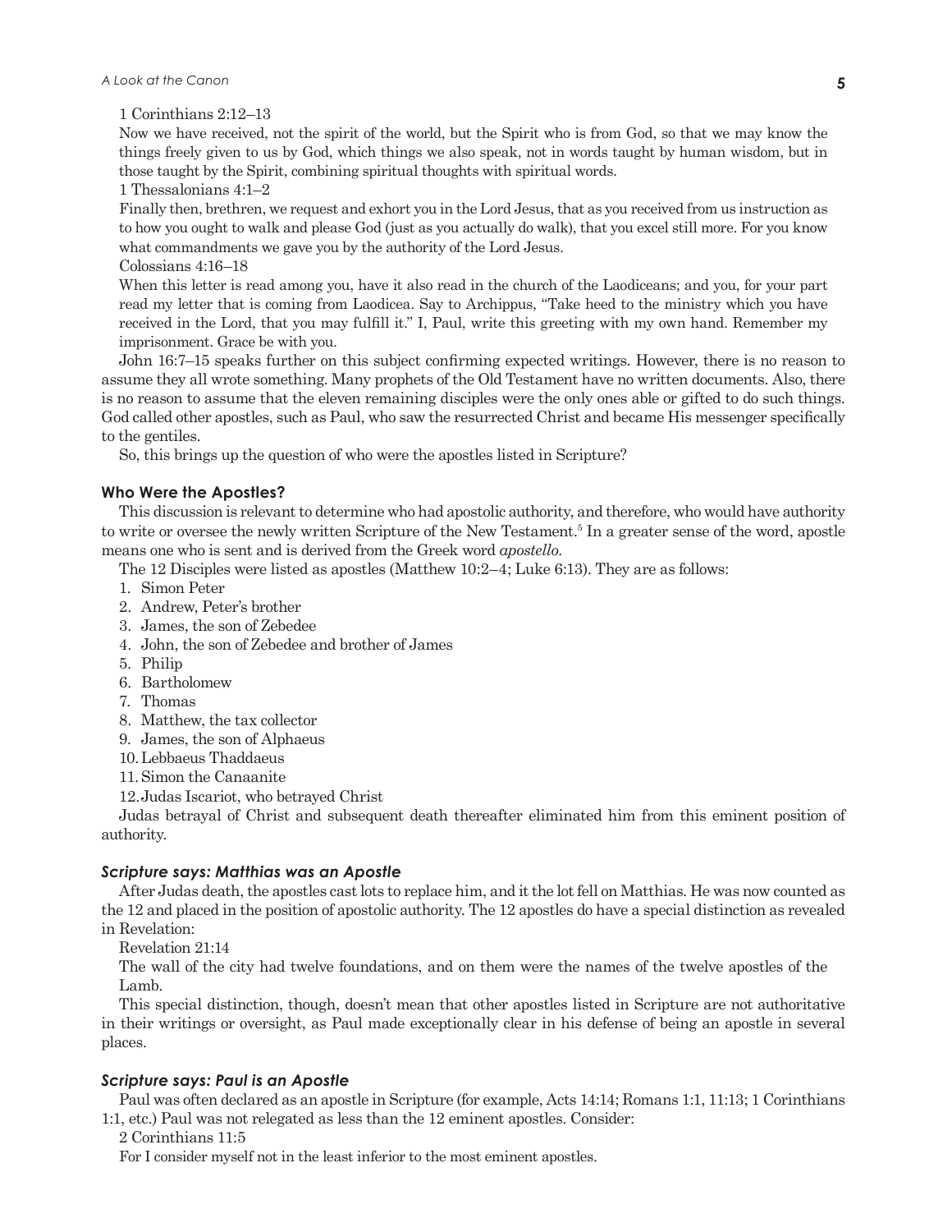1 Corinthians 2:12–13

Now we have received, not the spirit of the world, but the Spirit who is from God, so that we may know the things freely given to us by God, which things we also speak, not in words taught by human wisdom, but in those taught by the Spirit, combining spiritual thoughts with spiritual words.

1 Thessalonians 4:1–2

Finally then, brethren, we request and exhort you in the Lord Jesus, that as you received from us instruction as to how you ought to walk and please God (just as you actually do walk), that you excel still more. For you know what commandments we gave you by the authority of the Lord Jesus.

Colossians 4:16–18

When this letter is read among you, have it also read in the church of the Laodiceans; and you, for your part read my letter that is coming from Laodicea. Say to Archippus, "Take heed to the ministry which you have received in the Lord, that you may fulfill it." I, Paul, write this greeting with my own hand. Remember my imprisonment. Grace be with you.

John 16:7–15 speaks further on this subject confirming expected writings. However, there is no reason to assume they all wrote something. Many prophets of the Old Testament have no written documents. Also, there is no reason to assume that the eleven remaining disciples were the only ones able or gifted to do such things. God called other apostles, such as Paul, who saw the resurrected Christ and became His messenger specifically to the gentiles.

So, this brings up the question of who were the apostles listed in Scripture?

## Who Were the Apostles?

This discussion is relevant to determine who had apostolic authority, and therefore, who would have authority to write or oversee the newly written Scripture of the New Testament.[5] In a greater sense of the word, apostle means one who is sent and is derived from the Greek word *apostello*.

The 12 Disciples were listed as apostles (Matthew 10:2–4; Luke 6:13). They are as follows:

1. Simon Peter
2. Andrew, Peter's brother
3. James, the son of Zebedee
4. John, the son of Zebedee and brother of James
5. Philip
6. Bartholomew
7. Thomas
8. Matthew, the tax collector
9. James, the son of Alphaeus
10. Lebbaeus Thaddaeus
11. Simon the Canaanite
12. Judas Iscariot, who betrayed Christ

Judas betrayal of Christ and subsequent death thereafter eliminated him from this eminent position of authority.

### *Scripture says: Matthias was an Apostle*

After Judas death, the apostles cast lots to replace him, and it the lot fell on Matthias. He was now counted as the 12 and placed in the position of apostolic authority. The 12 apostles do have a special distinction as revealed in Revelation:

Revelation 21:14

The wall of the city had twelve foundations, and on them were the names of the twelve apostles of the Lamb.

This special distinction, though, doesn't mean that other apostles listed in Scripture are not authoritative in their writings or oversight, as Paul made exceptionally clear in his defense of being an apostle in several places.

### *Scripture says: Paul is an Apostle*

Paul was often declared as an apostle in Scripture (for example, Acts 14:14; Romans 1:1, 11:13; 1 Corinthians 1:1, etc.) Paul was not relegated as less than the 12 eminent apostles. Consider:

2 Corinthians 11:5

For I consider myself not in the least inferior to the most eminent apostles.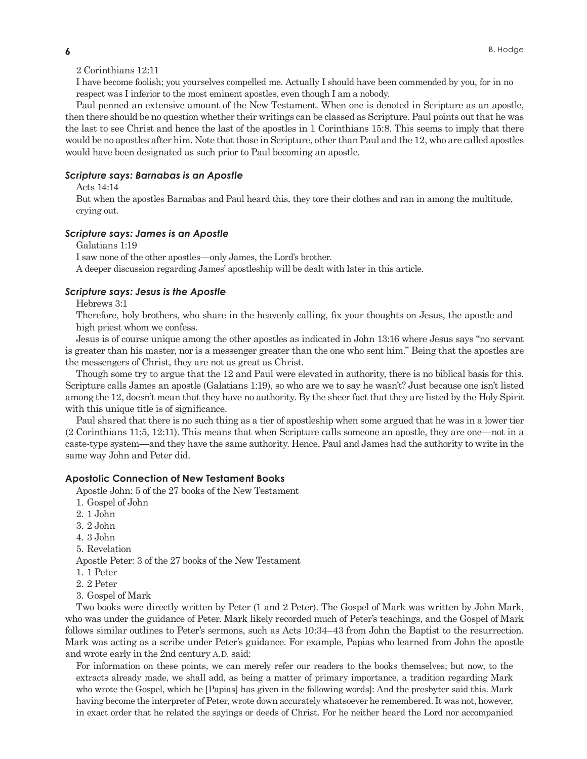2 Corinthians 12:11

I have become foolish; you yourselves compelled me. Actually I should have been commended by you, for in no respect was I inferior to the most eminent apostles, even though I am a nobody.

Paul penned an extensive amount of the New Testament. When one is denoted in Scripture as an apostle, then there should be no question whether their writings can be classed as Scripture. Paul points out that he was the last to see Christ and hence the last of the apostles in 1 Corinthians 15:8. This seems to imply that there would be no apostles after him. Note that those in Scripture, other than Paul and the 12, who are called apostles would have been designated as such prior to Paul becoming an apostle.

### *Scripture says: Barnabas is an Apostle*

Acts 14:14

But when the apostles Barnabas and Paul heard this, they tore their clothes and ran in among the multitude, crying out.

### *Scripture says: James is an Apostle*

Galatians 1:19

I saw none of the other apostles—only James, the Lord's brother.

A deeper discussion regarding James' apostleship will be dealt with later in this article.

### *Scripture says: Jesus is the Apostle*

Hebrews 3:1

Therefore, holy brothers, who share in the heavenly calling, fix your thoughts on Jesus, the apostle and high priest whom we confess.

Jesus is of course unique among the other apostles as indicated in John 13:16 where Jesus says "no servant is greater than his master, nor is a messenger greater than the one who sent him." Being that the apostles are the messengers of Christ, they are not as great as Christ.

Though some try to argue that the 12 and Paul were elevated in authority, there is no biblical basis for this. Scripture calls James an apostle (Galatians 1:19), so who are we to say he wasn't? Just because one isn't listed among the 12, doesn't mean that they have no authority. By the sheer fact that they are listed by the Holy Spirit with this unique title is of significance.

Paul shared that there is no such thing as a tier of apostleship when some argued that he was in a lower tier (2 Corinthians 11:5, 12:11). This means that when Scripture calls someone an apostle, they are one—not in a caste-type system—and they have the same authority. Hence, Paul and James had the authority to write in the same way John and Peter did.

### Apostolic Connection of New Testament Books

Apostle John: 5 of the 27 books of the New Testament

1. Gospel of John
2. 1 John
3. 2 John
4. 3 John
5. Revelation

Apostle Peter: 3 of the 27 books of the New Testament

1. 1 Peter
2. 2 Peter
3. Gospel of Mark

Two books were directly written by Peter (1 and 2 Peter). The Gospel of Mark was written by John Mark, who was under the guidance of Peter. Mark likely recorded much of Peter's teachings, and the Gospel of Mark follows similar outlines to Peter's sermons, such as Acts 10:34–43 from John the Baptist to the resurrection. Mark was acting as a scribe under Peter's guidance. For example, Papias who learned from John the apostle and wrote early in the 2nd century A.D. said:

For information on these points, we can merely refer our readers to the books themselves; but now, to the extracts already made, we shall add, as being a matter of primary importance, a tradition regarding Mark who wrote the Gospel, which he [Papias] has given in the following words]: And the presbyter said this. Mark having become the interpreter of Peter, wrote down accurately whatsoever he remembered. It was not, however, in exact order that he related the sayings or deeds of Christ. For he neither heard the Lord nor accompanied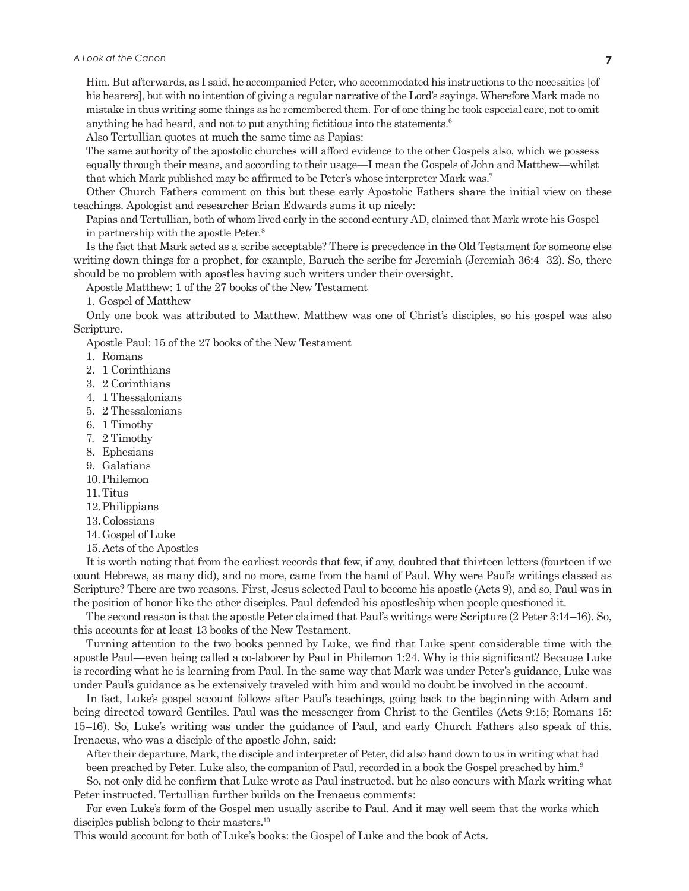Him. But afterwards, as I said, he accompanied Peter, who accommodated his instructions to the necessities [of his hearers], but with no intention of giving a regular narrative of the Lord's sayings. Wherefore Mark made no mistake in thus writing some things as he remembered them. For of one thing he took especial care, not to omit anything he had heard, and not to put anything fictitious into the statements.[6]

Also Tertullian quotes at much the same time as Papias:

> The same authority of the apostolic churches will afford evidence to the other Gospels also, which we possess equally through their means, and according to their usage—I mean the Gospels of John and Matthew—whilst that which Mark published may be affirmed to be Peter's whose interpreter Mark was.[7]

Other Church Fathers comment on this but these early Apostolic Fathers share the initial view on these teachings. Apologist and researcher Brian Edwards sums it up nicely:

> Papias and Tertullian, both of whom lived early in the second century AD, claimed that Mark wrote his Gospel in partnership with the apostle Peter.[8]

Is the fact that Mark acted as a scribe acceptable? There is precedence in the Old Testament for someone else writing down things for a prophet, for example, Baruch the scribe for Jeremiah (Jeremiah 36:4–32). So, there should be no problem with apostles having such writers under their oversight.

Apostle Matthew: 1 of the 27 books of the New Testament

1. Gospel of Matthew

Only one book was attributed to Matthew. Matthew was one of Christ's disciples, so his gospel was also Scripture.

Apostle Paul: 15 of the 27 books of the New Testament

1. Romans
2. 1 Corinthians
3. 2 Corinthians
4. 1 Thessalonians
5. 2 Thessalonians
6. 1 Timothy
7. 2 Timothy
8. Ephesians
9. Galatians
10. Philemon
11. Titus
12. Philippians
13. Colossians
14. Gospel of Luke
15. Acts of the Apostles

It is worth noting that from the earliest records that few, if any, doubted that thirteen letters (fourteen if we count Hebrews, as many did), and no more, came from the hand of Paul. Why were Paul's writings classed as Scripture? There are two reasons. First, Jesus selected Paul to become his apostle (Acts 9), and so, Paul was in the position of honor like the other disciples. Paul defended his apostleship when people questioned it.

The second reason is that the apostle Peter claimed that Paul's writings were Scripture (2 Peter 3:14–16). So, this accounts for at least 13 books of the New Testament.

Turning attention to the two books penned by Luke, we find that Luke spent considerable time with the apostle Paul—even being called a co-laborer by Paul in Philemon 1:24. Why is this significant? Because Luke is recording what he is learning from Paul. In the same way that Mark was under Peter's guidance, Luke was under Paul's guidance as he extensively traveled with him and would no doubt be involved in the account.

In fact, Luke's gospel account follows after Paul's teachings, going back to the beginning with Adam and being directed toward Gentiles. Paul was the messenger from Christ to the Gentiles (Acts 9:15; Romans 15: 15–16). So, Luke's writing was under the guidance of Paul, and early Church Fathers also speak of this. Irenaeus, who was a disciple of the apostle John, said:

> After their departure, Mark, the disciple and interpreter of Peter, did also hand down to us in writing what had been preached by Peter. Luke also, the companion of Paul, recorded in a book the Gospel preached by him.[9]

So, not only did he confirm that Luke wrote as Paul instructed, but he also concurs with Mark writing what Peter instructed. Tertullian further builds on the Irenaeus comments:

> For even Luke's form of the Gospel men usually ascribe to Paul. And it may well seem that the works which disciples publish belong to their masters.[10]

This would account for both of Luke's books: the Gospel of Luke and the book of Acts.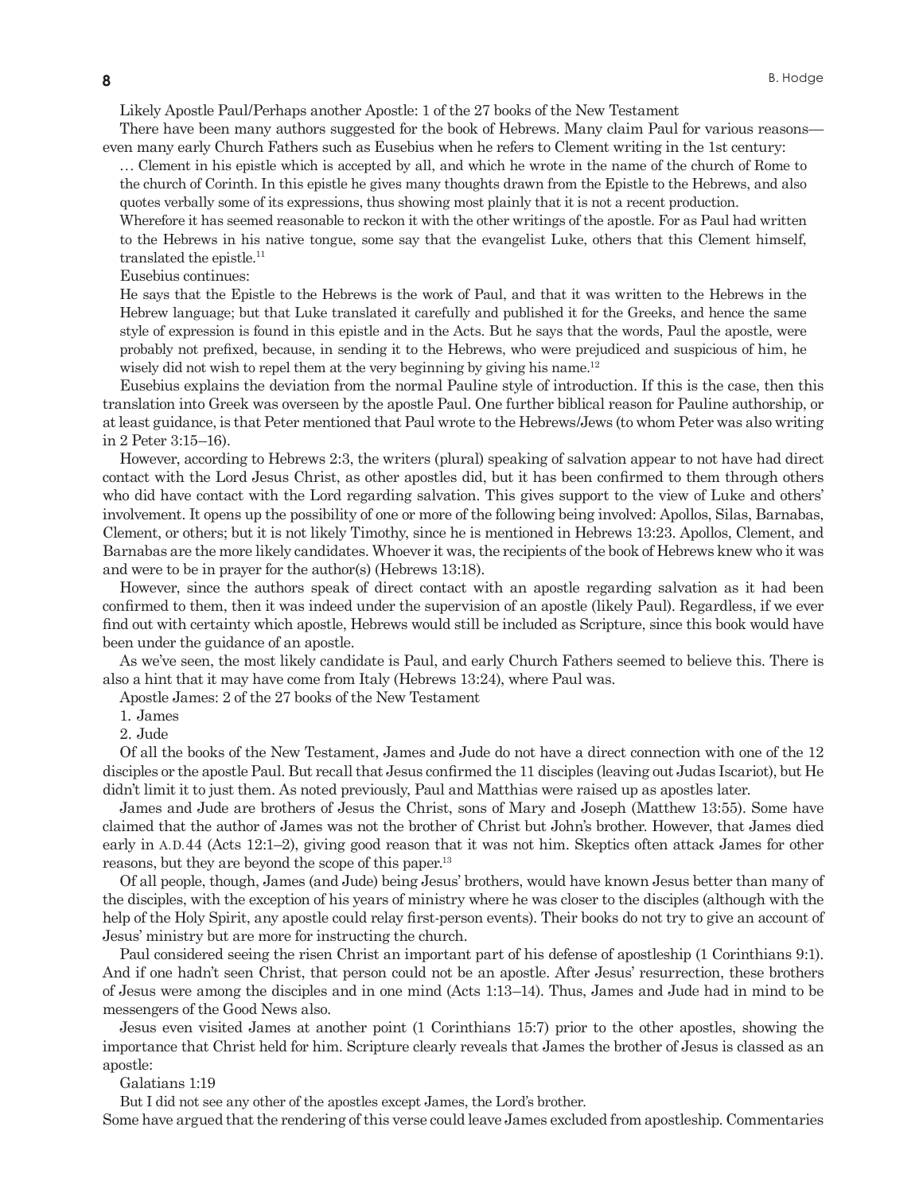Likely Apostle Paul/Perhaps another Apostle: 1 of the 27 books of the New Testament

There have been many authors suggested for the book of Hebrews. Many claim Paul for various reasons—even many early Church Fathers such as Eusebius when he refers to Clement writing in the 1st century:

> … Clement in his epistle which is accepted by all, and which he wrote in the name of the church of Rome to the church of Corinth. In this epistle he gives many thoughts drawn from the Epistle to the Hebrews, and also quotes verbally some of its expressions, thus showing most plainly that it is not a recent production.
>
> Wherefore it has seemed reasonable to reckon it with the other writings of the apostle. For as Paul had written to the Hebrews in his native tongue, some say that the evangelist Luke, others that this Clement himself, translated the epistle.[11]

Eusebius continues:

> He says that the Epistle to the Hebrews is the work of Paul, and that it was written to the Hebrews in the Hebrew language; but that Luke translated it carefully and published it for the Greeks, and hence the same style of expression is found in this epistle and in the Acts. But he says that the words, Paul the apostle, were probably not prefixed, because, in sending it to the Hebrews, who were prejudiced and suspicious of him, he wisely did not wish to repel them at the very beginning by giving his name.[12]

Eusebius explains the deviation from the normal Pauline style of introduction. If this is the case, then this translation into Greek was overseen by the apostle Paul. One further biblical reason for Pauline authorship, or at least guidance, is that Peter mentioned that Paul wrote to the Hebrews/Jews (to whom Peter was also writing in 2 Peter 3:15–16).

However, according to Hebrews 2:3, the writers (plural) speaking of salvation appear to not have had direct contact with the Lord Jesus Christ, as other apostles did, but it has been confirmed to them through others who did have contact with the Lord regarding salvation. This gives support to the view of Luke and others' involvement. It opens up the possibility of one or more of the following being involved: Apollos, Silas, Barnabas, Clement, or others; but it is not likely Timothy, since he is mentioned in Hebrews 13:23. Apollos, Clement, and Barnabas are the more likely candidates. Whoever it was, the recipients of the book of Hebrews knew who it was and were to be in prayer for the author(s) (Hebrews 13:18).

However, since the authors speak of direct contact with an apostle regarding salvation as it had been confirmed to them, then it was indeed under the supervision of an apostle (likely Paul). Regardless, if we ever find out with certainty which apostle, Hebrews would still be included as Scripture, since this book would have been under the guidance of an apostle.

As we've seen, the most likely candidate is Paul, and early Church Fathers seemed to believe this. There is also a hint that it may have come from Italy (Hebrews 13:24), where Paul was.

Apostle James: 2 of the 27 books of the New Testament

1. James
2. Jude

Of all the books of the New Testament, James and Jude do not have a direct connection with one of the 12 disciples or the apostle Paul. But recall that Jesus confirmed the 11 disciples (leaving out Judas Iscariot), but He didn't limit it to just them. As noted previously, Paul and Matthias were raised up as apostles later.

James and Jude are brothers of Jesus the Christ, sons of Mary and Joseph (Matthew 13:55). Some have claimed that the author of James was not the brother of Christ but John's brother. However, that James died early in A.D. 44 (Acts 12:1–2), giving good reason that it was not him. Skeptics often attack James for other reasons, but they are beyond the scope of this paper.[13]

Of all people, though, James (and Jude) being Jesus' brothers, would have known Jesus better than many of the disciples, with the exception of his years of ministry where he was closer to the disciples (although with the help of the Holy Spirit, any apostle could relay first-person events). Their books do not try to give an account of Jesus' ministry but are more for instructing the church.

Paul considered seeing the risen Christ an important part of his defense of apostleship (1 Corinthians 9:1). And if one hadn't seen Christ, that person could not be an apostle. After Jesus' resurrection, these brothers of Jesus were among the disciples and in one mind (Acts 1:13–14). Thus, James and Jude had in mind to be messengers of the Good News also.

Jesus even visited James at another point (1 Corinthians 15:7) prior to the other apostles, showing the importance that Christ held for him. Scripture clearly reveals that James the brother of Jesus is classed as an apostle:

Galatians 1:19

But I did not see any other of the apostles except James, the Lord's brother.

Some have argued that the rendering of this verse could leave James excluded from apostleship. Commentaries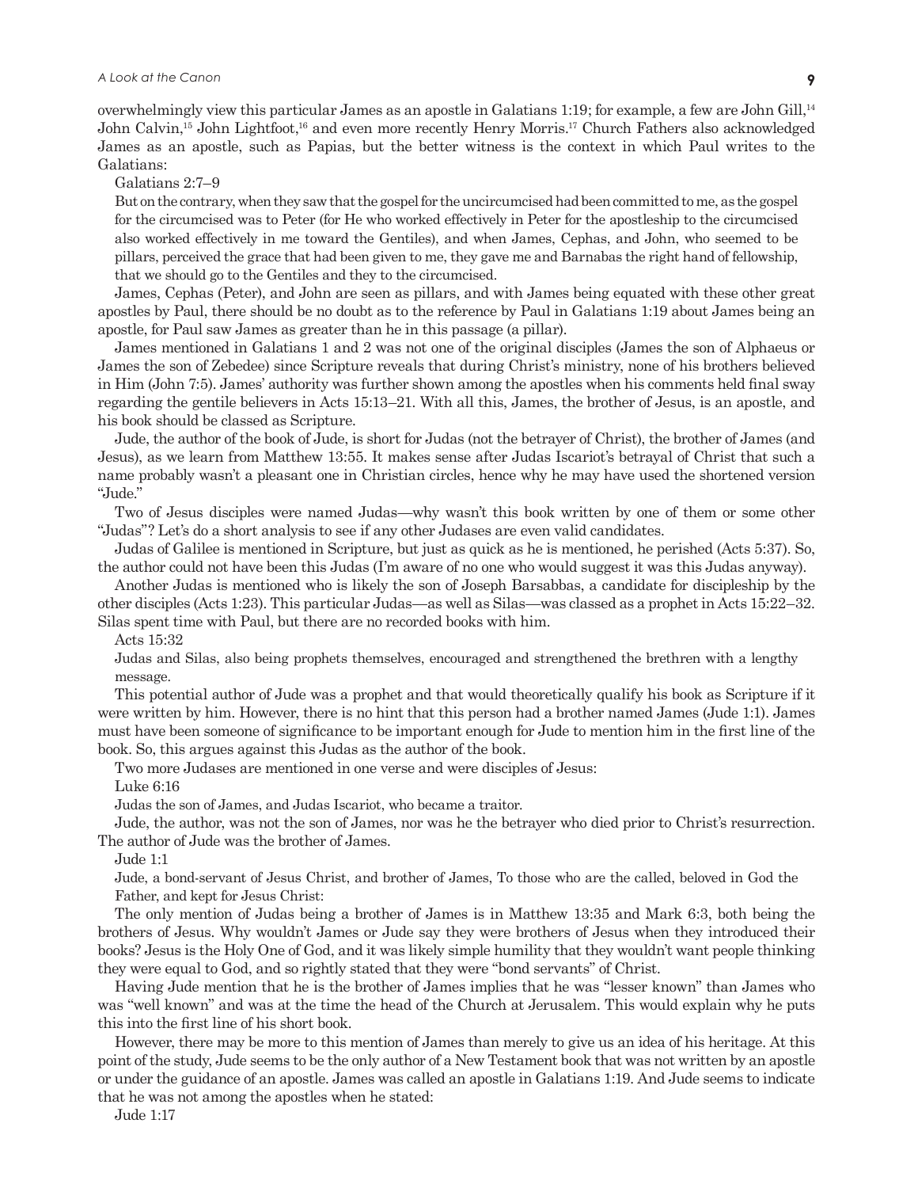overwhelmingly view this particular James as an apostle in Galatians 1:19; for example, a few are John Gill,[14] John Calvin,[15] John Lightfoot,[16] and even more recently Henry Morris.[17] Church Fathers also acknowledged James as an apostle, such as Papias, but the better witness is the context in which Paul writes to the Galatians:

Galatians 2:7–9

> But on the contrary, when they saw that the gospel for the uncircumcised had been committed to me, as the gospel for the circumcised was to Peter (for He who worked effectively in Peter for the apostleship to the circumcised also worked effectively in me toward the Gentiles), and when James, Cephas, and John, who seemed to be pillars, perceived the grace that had been given to me, they gave me and Barnabas the right hand of fellowship, that we should go to the Gentiles and they to the circumcised.

James, Cephas (Peter), and John are seen as pillars, and with James being equated with these other great apostles by Paul, there should be no doubt as to the reference by Paul in Galatians 1:19 about James being an apostle, for Paul saw James as greater than he in this passage (a pillar).

James mentioned in Galatians 1 and 2 was not one of the original disciples (James the son of Alphaeus or James the son of Zebedee) since Scripture reveals that during Christ's ministry, none of his brothers believed in Him (John 7:5). James' authority was further shown among the apostles when his comments held final sway regarding the gentile believers in Acts 15:13–21. With all this, James, the brother of Jesus, is an apostle, and his book should be classed as Scripture.

Jude, the author of the book of Jude, is short for Judas (not the betrayer of Christ), the brother of James (and Jesus), as we learn from Matthew 13:55. It makes sense after Judas Iscariot's betrayal of Christ that such a name probably wasn't a pleasant one in Christian circles, hence why he may have used the shortened version "Jude."

Two of Jesus disciples were named Judas—why wasn't this book written by one of them or some other "Judas"? Let's do a short analysis to see if any other Judases are even valid candidates.

Judas of Galilee is mentioned in Scripture, but just as quick as he is mentioned, he perished (Acts 5:37). So, the author could not have been this Judas (I'm aware of no one who would suggest it was this Judas anyway).

Another Judas is mentioned who is likely the son of Joseph Barsabbas, a candidate for discipleship by the other disciples (Acts 1:23). This particular Judas—as well as Silas—was classed as a prophet in Acts 15:22–32. Silas spent time with Paul, but there are no recorded books with him.

Acts 15:32

> Judas and Silas, also being prophets themselves, encouraged and strengthened the brethren with a lengthy message.

This potential author of Jude was a prophet and that would theoretically qualify his book as Scripture if it were written by him. However, there is no hint that this person had a brother named James (Jude 1:1). James must have been someone of significance to be important enough for Jude to mention him in the first line of the book. So, this argues against this Judas as the author of the book.

Two more Judases are mentioned in one verse and were disciples of Jesus:

Luke 6:16

> Judas the son of James, and Judas Iscariot, who became a traitor.

Jude, the author, was not the son of James, nor was he the betrayer who died prior to Christ's resurrection. The author of Jude was the brother of James.

Jude 1:1

> Jude, a bond-servant of Jesus Christ, and brother of James, To those who are the called, beloved in God the Father, and kept for Jesus Christ:

The only mention of Judas being a brother of James is in Matthew 13:35 and Mark 6:3, both being the brothers of Jesus. Why wouldn't James or Jude say they were brothers of Jesus when they introduced their books? Jesus is the Holy One of God, and it was likely simple humility that they wouldn't want people thinking they were equal to God, and so rightly stated that they were "bond servants" of Christ.

Having Jude mention that he is the brother of James implies that he was "lesser known" than James who was "well known" and was at the time the head of the Church at Jerusalem. This would explain why he puts this into the first line of his short book.

However, there may be more to this mention of James than merely to give us an idea of his heritage. At this point of the study, Jude seems to be the only author of a New Testament book that was not written by an apostle or under the guidance of an apostle. James was called an apostle in Galatians 1:19. And Jude seems to indicate that he was not among the apostles when he stated:

Jude 1:17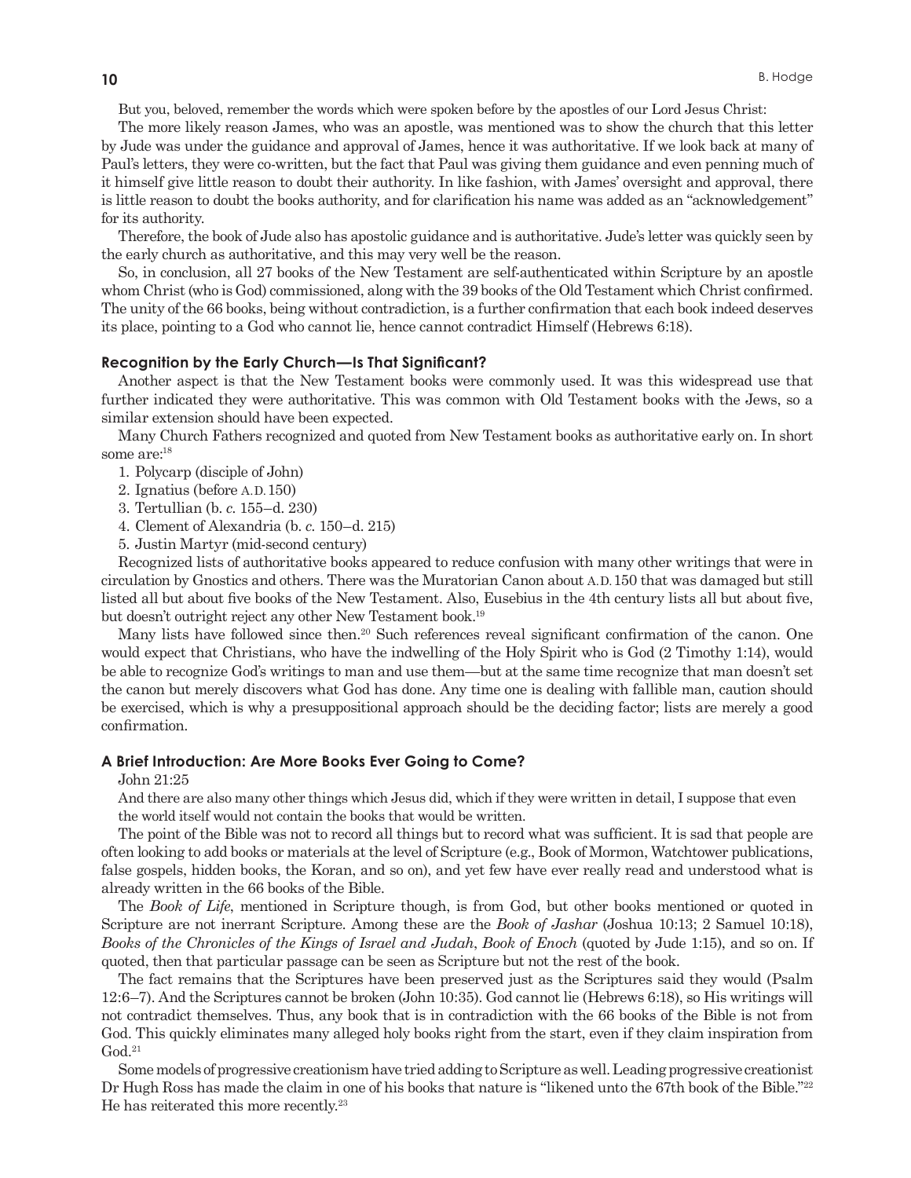But you, beloved, remember the words which were spoken before by the apostles of our Lord Jesus Christ:

The more likely reason James, who was an apostle, was mentioned was to show the church that this letter by Jude was under the guidance and approval of James, hence it was authoritative. If we look back at many of Paul's letters, they were co-written, but the fact that Paul was giving them guidance and even penning much of it himself give little reason to doubt their authority. In like fashion, with James' oversight and approval, there is little reason to doubt the books authority, and for clarification his name was added as an "acknowledgement" for its authority.

Therefore, the book of Jude also has apostolic guidance and is authoritative. Jude's letter was quickly seen by the early church as authoritative, and this may very well be the reason.

So, in conclusion, all 27 books of the New Testament are self-authenticated within Scripture by an apostle whom Christ (who is God) commissioned, along with the 39 books of the Old Testament which Christ confirmed. The unity of the 66 books, being without contradiction, is a further confirmation that each book indeed deserves its place, pointing to a God who cannot lie, hence cannot contradict Himself (Hebrews 6:18).

### Recognition by the Early Church—Is That Significant?

Another aspect is that the New Testament books were commonly used. It was this widespread use that further indicated they were authoritative. This was common with Old Testament books with the Jews, so a similar extension should have been expected.

Many Church Fathers recognized and quoted from New Testament books as authoritative early on. In short some are:[18]

1. Polycarp (disciple of John)
2. Ignatius (before A.D. 150)
3. Tertullian (b. *c.* 155–d. 230)
4. Clement of Alexandria (b. *c.* 150–d. 215)
5. Justin Martyr (mid-second century)

Recognized lists of authoritative books appeared to reduce confusion with many other writings that were in circulation by Gnostics and others. There was the Muratorian Canon about A.D. 150 that was damaged but still listed all but about five books of the New Testament. Also, Eusebius in the 4th century lists all but about five, but doesn't outright reject any other New Testament book.[19]

Many lists have followed since then.[20] Such references reveal significant confirmation of the canon. One would expect that Christians, who have the indwelling of the Holy Spirit who is God (2 Timothy 1:14), would be able to recognize God's writings to man and use them—but at the same time recognize that man doesn't set the canon but merely discovers what God has done. Any time one is dealing with fallible man, caution should be exercised, which is why a presuppositional approach should be the deciding factor; lists are merely a good confirmation.

### A Brief Introduction: Are More Books Ever Going to Come?

John 21:25

And there are also many other things which Jesus did, which if they were written in detail, I suppose that even the world itself would not contain the books that would be written.

The point of the Bible was not to record all things but to record what was sufficient. It is sad that people are often looking to add books or materials at the level of Scripture (e.g., Book of Mormon, Watchtower publications, false gospels, hidden books, the Koran, and so on), and yet few have ever really read and understood what is already written in the 66 books of the Bible.

The *Book of Life*, mentioned in Scripture though, is from God, but other books mentioned or quoted in Scripture are not inerrant Scripture. Among these are the *Book of Jashar* (Joshua 10:13; 2 Samuel 10:18), *Books of the Chronicles of the Kings of Israel and Judah*, *Book of Enoch* (quoted by Jude 1:15), and so on. If quoted, then that particular passage can be seen as Scripture but not the rest of the book.

The fact remains that the Scriptures have been preserved just as the Scriptures said they would (Psalm 12:6–7). And the Scriptures cannot be broken (John 10:35). God cannot lie (Hebrews 6:18), so His writings will not contradict themselves. Thus, any book that is in contradiction with the 66 books of the Bible is not from God. This quickly eliminates many alleged holy books right from the start, even if they claim inspiration from God.[21]

Some models of progressive creationism have tried adding to Scripture as well. Leading progressive creationist Dr Hugh Ross has made the claim in one of his books that nature is "likened unto the 67th book of the Bible."[22] He has reiterated this more recently.[23]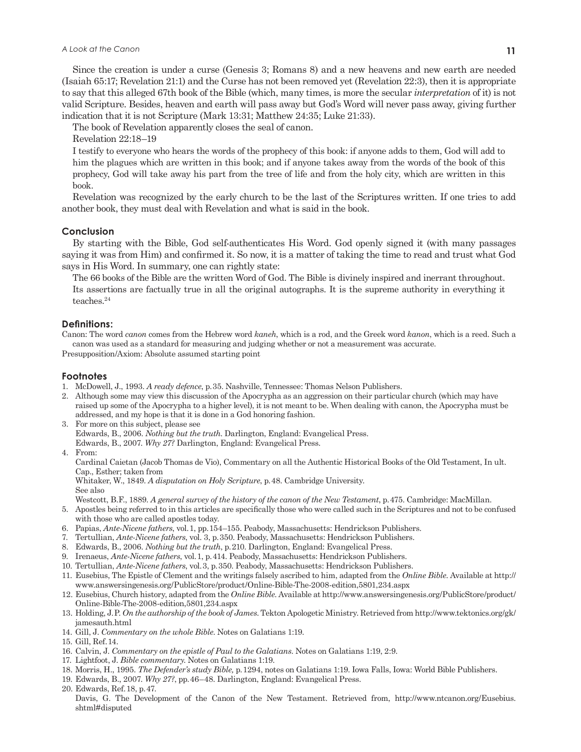Since the creation is under a curse (Genesis 3; Romans 8) and a new heavens and new earth are needed (Isaiah 65:17; Revelation 21:1) and the Curse has not been removed yet (Revelation 22:3), then it is appropriate to say that this alleged 67th book of the Bible (which, many times, is more the secular *interpretation* of it) is not valid Scripture. Besides, heaven and earth will pass away but God's Word will never pass away, giving further indication that it is not Scripture (Mark 13:31; Matthew 24:35; Luke 21:33).

The book of Revelation apparently closes the seal of canon.

Revelation 22:18–19

> I testify to everyone who hears the words of the prophecy of this book: if anyone adds to them, God will add to him the plagues which are written in this book; and if anyone takes away from the words of the book of this prophecy, God will take away his part from the tree of life and from the holy city, which are written in this book.

Revelation was recognized by the early church to be the last of the Scriptures written. If one tries to add another book, they must deal with Revelation and what is said in the book.

## Conclusion

By starting with the Bible, God self-authenticates His Word. God openly signed it (with many passages saying it was from Him) and confirmed it. So now, it is a matter of taking the time to read and trust what God says in His Word. In summary, one can rightly state:

> The 66 books of the Bible are the written Word of God. The Bible is divinely inspired and inerrant throughout. Its assertions are factually true in all the original autographs. It is the supreme authority in everything it teaches.[24]

## Definitions:

Canon: The word *canon* comes from the Hebrew word *kaneh*, which is a rod, and the Greek word *kanon*, which is a reed. Such a canon was used as a standard for measuring and judging whether or not a measurement was accurate.

Presupposition/Axiom: Absolute assumed starting point

## Footnotes

1. McDowell, J., 1993. *A ready defence*, p. 35. Nashville, Tennessee: Thomas Nelson Publishers.
2. Although some may view this discussion of the Apocrypha as an aggression on their particular church (which may have raised up some of the Apocrypha to a higher level), it is not meant to be. When dealing with canon, the Apocrypha must be addressed, and my hope is that it is done in a God honoring fashion.
3. For more on this subject, please see
   Edwards, B., 2006. *Nothing but the truth*. Darlington, England: Evangelical Press.
   Edwards, B., 2007. *Why 27?* Darlington, England: Evangelical Press.
4. From:
   Cardinal Caietan (Jacob Thomas de Vio), Commentary on all the Authentic Historical Books of the Old Testament, In ult. Cap., Esther; taken from
   Whitaker, W., 1849. *A disputation on Holy Scripture*, p. 48. Cambridge University.
   See also
   Westcott, B.F., 1889. *A general survey of the history of the canon of the New Testament*, p. 475. Cambridge: MacMillan.
5. Apostles being referred to in this articles are specifically those who were called such in the Scriptures and not to be confused with those who are called apostles today.
6. Papias, *Ante-Nicene fathers*, vol. 1, pp. 154–155. Peabody, Massachusetts: Hendrickson Publishers.
7. Tertullian, *Ante-Nicene fathers*, vol. 3, p. 350. Peabody, Massachusetts: Hendrickson Publishers.
8. Edwards, B., 2006. *Nothing but the truth*, p. 210. Darlington, England: Evangelical Press.
9. Irenaeus, *Ante-Nicene fathers*, vol. 1, p. 414. Peabody, Massachusetts: Hendrickson Publishers.
10. Tertullian, *Ante-Nicene fathers*, vol. 3, p. 350. Peabody, Massachusetts: Hendrickson Publishers.
11. Eusebius, The Epistle of Clement and the writings falsely ascribed to him, adapted from the *Online Bible*. Available at http://www.answersingenesis.org/PublicStore/product/Online-Bible-The-2008-edition,5801,234.aspx
12. Eusebius, Church history, adapted from the *Online Bible*. Available at http://www.answersingenesis.org/PublicStore/product/Online-Bible-The-2008-edition,5801,234.aspx
13. Holding, J.P. *On the authorship of the book of James*. Tekton Apologetic Ministry. Retrieved from http://www.tektonics.org/gk/jamesauth.html
14. Gill, J. *Commentary on the whole Bible*. Notes on Galatians 1:19.
15. Gill, Ref. 14.
16. Calvin, J. *Commentary on the epistle of Paul to the Galatians*. Notes on Galatians 1:19, 2:9.
17. Lightfoot, J. *Bible commentary*. Notes on Galatians 1:19.
18. Morris, H., 1995. *The Defender's study Bible,* p. 1294, notes on Galatians 1:19. Iowa Falls, Iowa: World Bible Publishers.
19. Edwards, B., 2007. *Why 27?*, pp. 46–48. Darlington, England: Evangelical Press.
20. Edwards, Ref. 18, p. 47.
    Davis, G. The Development of the Canon of the New Testament. Retrieved from, http://www.ntcanon.org/Eusebius.shtml#disputed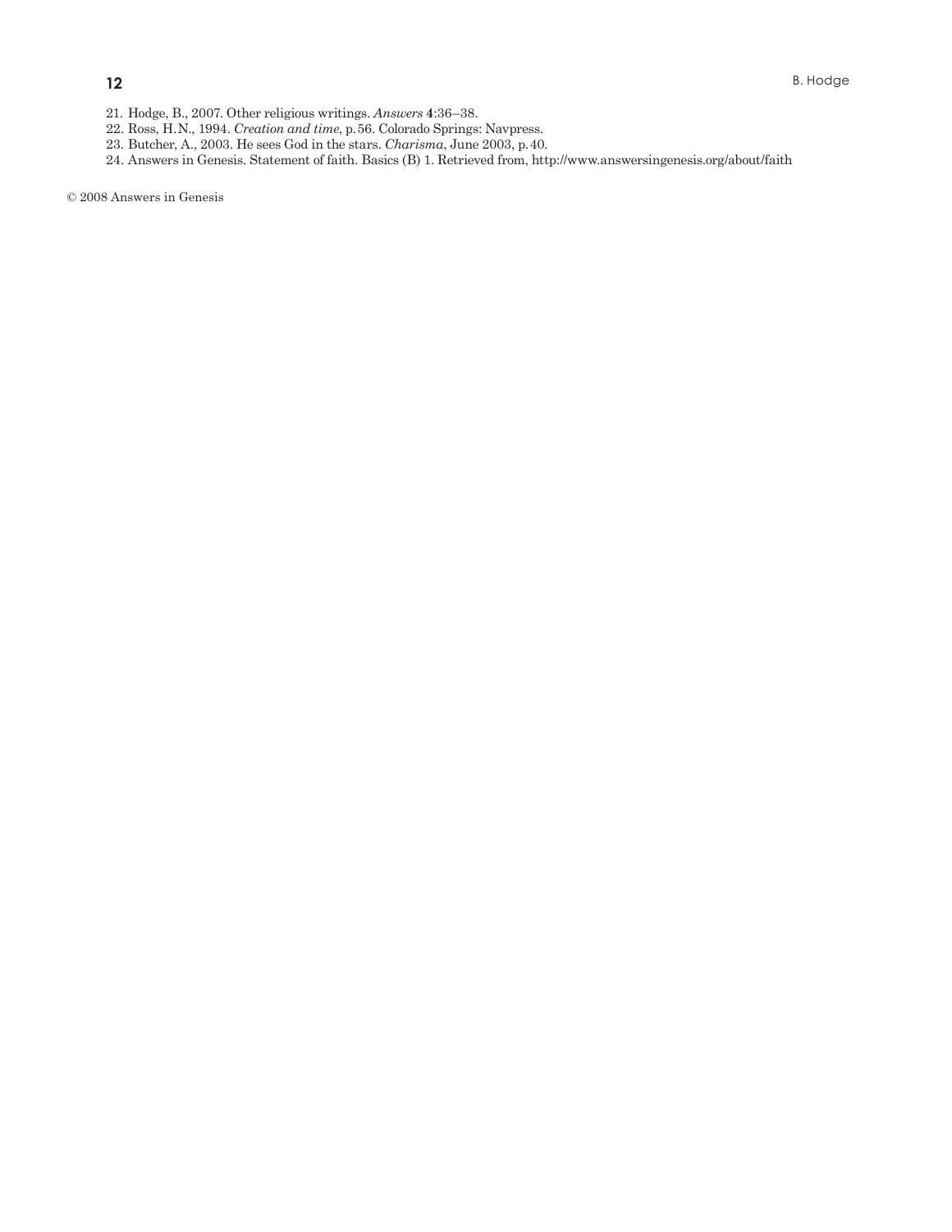21. Hodge, B., 2007. Other religious writings. *Answers* **4**:36–38.
22. Ross, H.N., 1994. *Creation and time*, p. 56. Colorado Springs: Navpress.
23. Butcher, A., 2003. He sees God in the stars. *Charisma*, June 2003, p. 40.
24. Answers in Genesis. Statement of faith. Basics (B) 1. Retrieved from, http://www.answersingenesis.org/about/faith

© 2008 Answers in Genesis